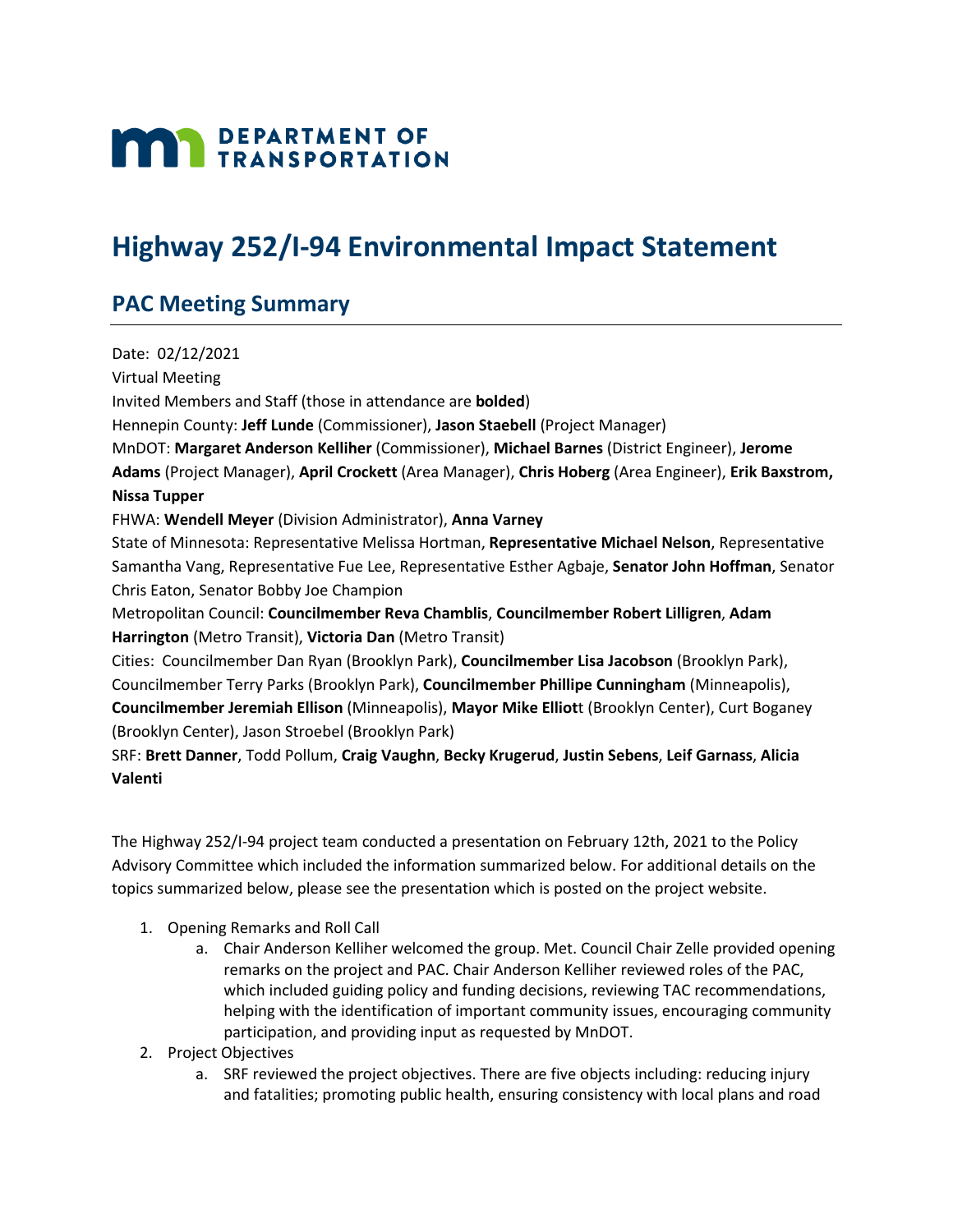**DEPARTMENT OF TRANSPORTATION**

# Highway 252/I-94 Environmental Impact Statement

## PAC Meeting Summary

Date: 02/12/2021

Virtual Meeting

Invited Members and Staff (those in attendance are **bolded**)

Hennepin County: **Jeff Lunde** (Commissioner), **Jason Staebell** (Project Manager)

MnDOT: **Margaret Anderson Kelliher** (Commissioner), **Michael Barnes** (District Engineer), **Jerome Adams** (Project Manager), **April Crockett** (Area Manager), **Chris Hoberg** (Area Engineer), **Erik Baxstrom, Nissa Tupper**

FHWA: **Wendell Meyer** (Division Administrator), **Anna Varney**

State of Minnesota: Representative Melissa Hortman, **Representative Michael Nelson**, Representative Samantha Vang, Representative Fue Lee, Representative Esther Agbaje, **Senator John Hoffman**, Senator Chris Eaton, Senator Bobby Joe Champion

Metropolitan Council: **Councilmember Reva Chamblis**, **Councilmember Robert Lilligren**, **Adam Harrington** (Metro Transit), **Victoria Dan** (Metro Transit)

Cities: Councilmember Dan Ryan (Brooklyn Park), **Councilmember Lisa Jacobson** (Brooklyn Park), Councilmember Terry Parks (Brooklyn Park), **Councilmember Phillipe Cunningham** (Minneapolis), **Councilmember Jeremiah Ellison** (Minneapolis), **Mayor Mike Elliot**t (Brooklyn Center), Curt Boganey (Brooklyn Center), Jason Stroebel (Brooklyn Park)

SRF: **Brett Danner**, Todd Pollum, **Craig Vaughn**, **Becky Krugerud**, **Justin Sebens**, **Leif Garnass**, **Alicia Valenti**

The Highway 252/I-94 project team conducted a presentation on February 12th, 2021 to the Policy Advisory Committee which included the information summarized below. For additional details on the topics summarized below, please see the presentation which is posted on the project website.

1. Opening Remarks and Roll Call
    a. Chair Anderson Kelliher welcomed the group. Met. Council Chair Zelle provided opening remarks on the project and PAC. Chair Anderson Kelliher reviewed roles of the PAC, which included guiding policy and funding decisions, reviewing TAC recommendations, helping with the identification of important community issues, encouraging community participation, and providing input as requested by MnDOT.
2. Project Objectives
    a. SRF reviewed the project objectives. There are five objects including: reducing injury and fatalities; promoting public health, ensuring consistency with local plans and road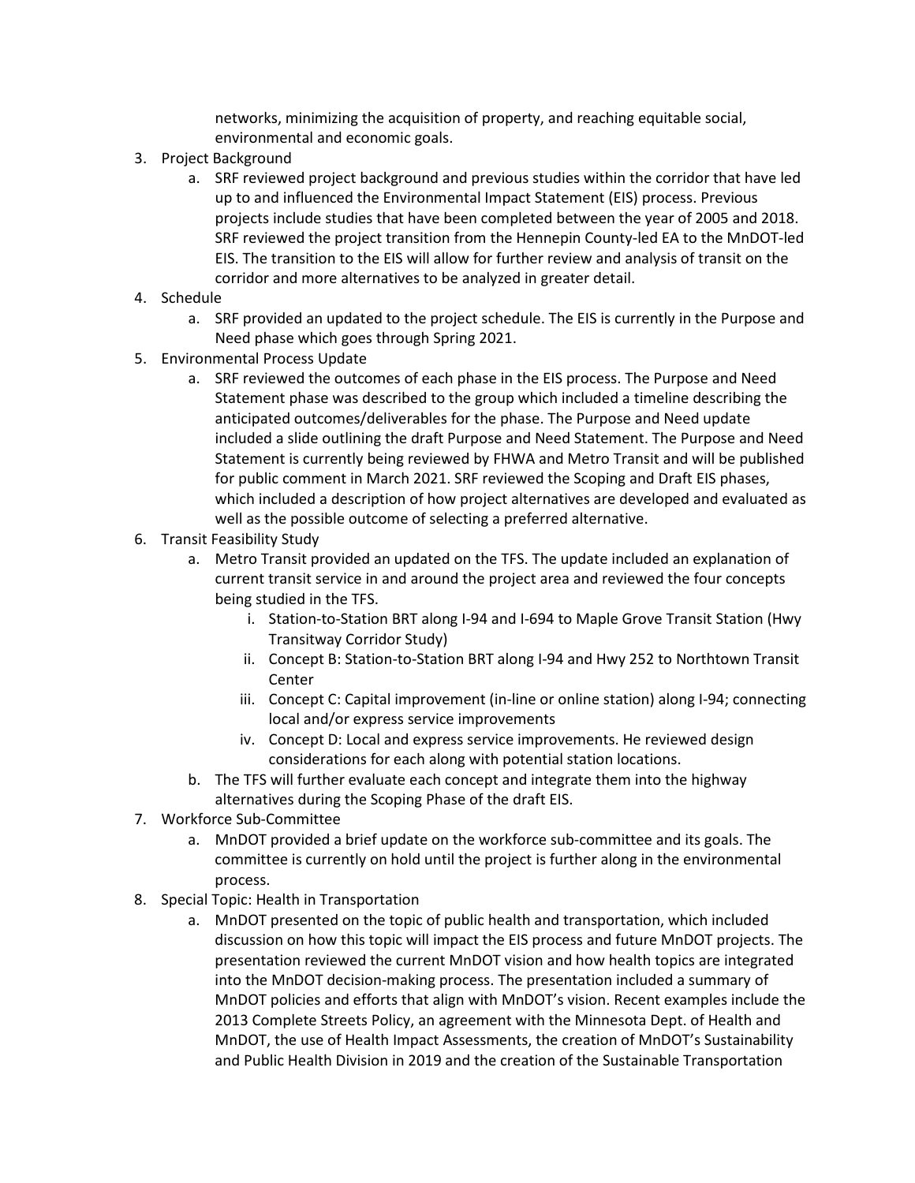networks, minimizing the acquisition of property, and reaching equitable social, environmental and economic goals.

3. Project Background
    a. SRF reviewed project background and previous studies within the corridor that have led up to and influenced the Environmental Impact Statement (EIS) process. Previous projects include studies that have been completed between the year of 2005 and 2018. SRF reviewed the project transition from the Hennepin County-led EA to the MnDOT-led EIS. The transition to the EIS will allow for further review and analysis of transit on the corridor and more alternatives to be analyzed in greater detail.
4. Schedule
    a. SRF provided an updated to the project schedule. The EIS is currently in the Purpose and Need phase which goes through Spring 2021.
5. Environmental Process Update
    a. SRF reviewed the outcomes of each phase in the EIS process. The Purpose and Need Statement phase was described to the group which included a timeline describing the anticipated outcomes/deliverables for the phase. The Purpose and Need update included a slide outlining the draft Purpose and Need Statement. The Purpose and Need Statement is currently being reviewed by FHWA and Metro Transit and will be published for public comment in March 2021. SRF reviewed the Scoping and Draft EIS phases, which included a description of how project alternatives are developed and evaluated as well as the possible outcome of selecting a preferred alternative.
6. Transit Feasibility Study
    a. Metro Transit provided an updated on the TFS. The update included an explanation of current transit service in and around the project area and reviewed the four concepts being studied in the TFS.
        i. Station-to-Station BRT along I-94 and I-694 to Maple Grove Transit Station (Hwy Transitway Corridor Study)
        ii. Concept B: Station-to-Station BRT along I-94 and Hwy 252 to Northtown Transit Center
        iii. Concept C: Capital improvement (in-line or online station) along I-94; connecting local and/or express service improvements
        iv. Concept D: Local and express service improvements. He reviewed design considerations for each along with potential station locations.
    b. The TFS will further evaluate each concept and integrate them into the highway alternatives during the Scoping Phase of the draft EIS.
7. Workforce Sub-Committee
    a. MnDOT provided a brief update on the workforce sub-committee and its goals. The committee is currently on hold until the project is further along in the environmental process.
8. Special Topic: Health in Transportation
    a. MnDOT presented on the topic of public health and transportation, which included discussion on how this topic will impact the EIS process and future MnDOT projects. The presentation reviewed the current MnDOT vision and how health topics are integrated into the MnDOT decision-making process. The presentation included a summary of MnDOT policies and efforts that align with MnDOT's vision. Recent examples include the 2013 Complete Streets Policy, an agreement with the Minnesota Dept. of Health and MnDOT, the use of Health Impact Assessments, the creation of MnDOT's Sustainability and Public Health Division in 2019 and the creation of the Sustainable Transportation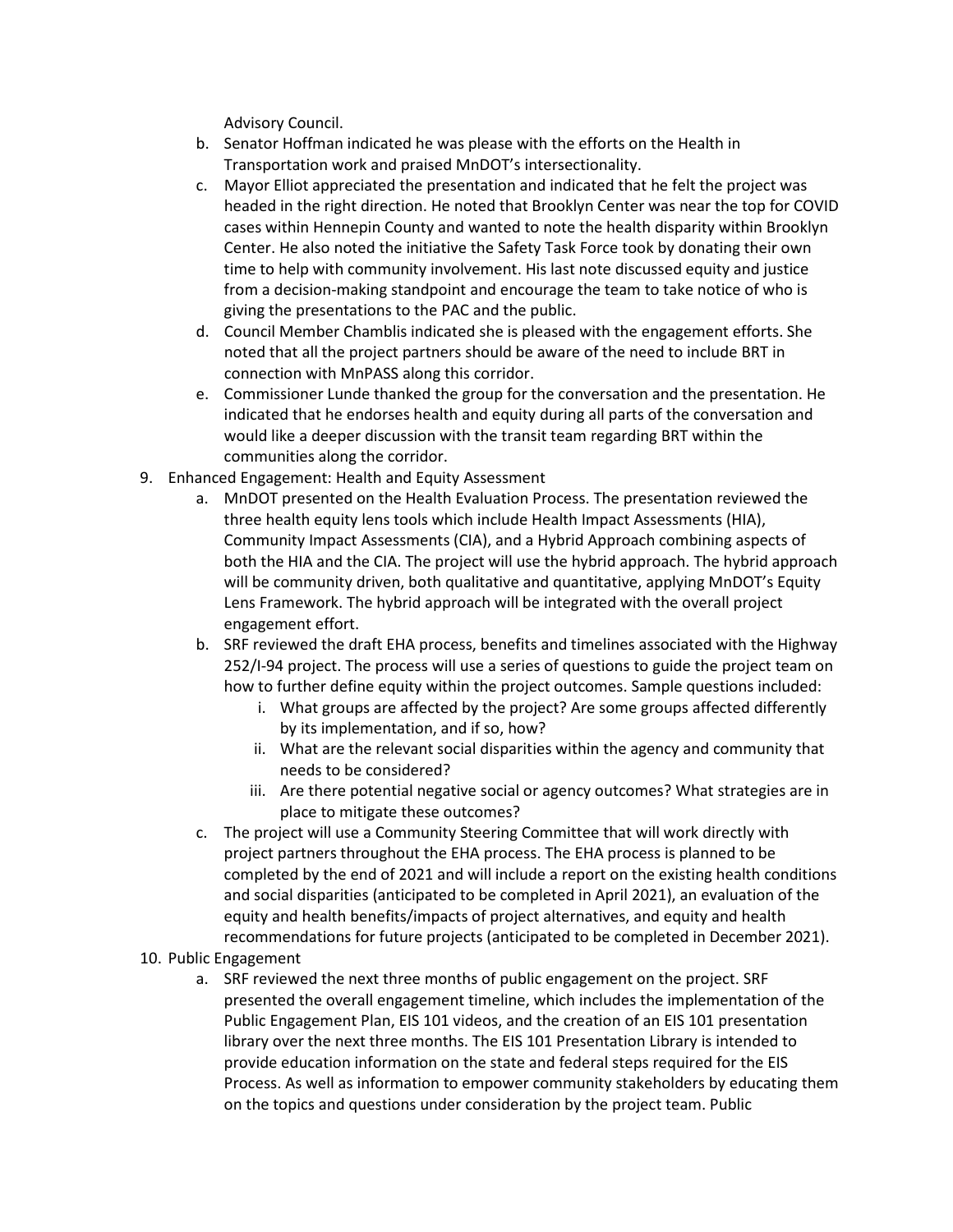Advisory Council.

b. Senator Hoffman indicated he was please with the efforts on the Health in Transportation work and praised MnDOT's intersectionality.
c. Mayor Elliot appreciated the presentation and indicated that he felt the project was headed in the right direction. He noted that Brooklyn Center was near the top for COVID cases within Hennepin County and wanted to note the health disparity within Brooklyn Center. He also noted the initiative the Safety Task Force took by donating their own time to help with community involvement. His last note discussed equity and justice from a decision-making standpoint and encourage the team to take notice of who is giving the presentations to the PAC and the public.
d. Council Member Chamblis indicated she is pleased with the engagement efforts. She noted that all the project partners should be aware of the need to include BRT in connection with MnPASS along this corridor.
e. Commissioner Lunde thanked the group for the conversation and the presentation. He indicated that he endorses health and equity during all parts of the conversation and would like a deeper discussion with the transit team regarding BRT within the communities along the corridor.

9. Enhanced Engagement: Health and Equity Assessment
   a. MnDOT presented on the Health Evaluation Process. The presentation reviewed the three health equity lens tools which include Health Impact Assessments (HIA), Community Impact Assessments (CIA), and a Hybrid Approach combining aspects of both the HIA and the CIA. The project will use the hybrid approach. The hybrid approach will be community driven, both qualitative and quantitative, applying MnDOT's Equity Lens Framework. The hybrid approach will be integrated with the overall project engagement effort.
   b. SRF reviewed the draft EHA process, benefits and timelines associated with the Highway 252/I-94 project. The process will use a series of questions to guide the project team on how to further define equity within the project outcomes. Sample questions included:
      i. What groups are affected by the project? Are some groups affected differently by its implementation, and if so, how?
      ii. What are the relevant social disparities within the agency and community that needs to be considered?
      iii. Are there potential negative social or agency outcomes? What strategies are in place to mitigate these outcomes?
   c. The project will use a Community Steering Committee that will work directly with project partners throughout the EHA process. The EHA process is planned to be completed by the end of 2021 and will include a report on the existing health conditions and social disparities (anticipated to be completed in April 2021), an evaluation of the equity and health benefits/impacts of project alternatives, and equity and health recommendations for future projects (anticipated to be completed in December 2021).

10. Public Engagement
    a. SRF reviewed the next three months of public engagement on the project. SRF presented the overall engagement timeline, which includes the implementation of the Public Engagement Plan, EIS 101 videos, and the creation of an EIS 101 presentation library over the next three months. The EIS 101 Presentation Library is intended to provide education information on the state and federal steps required for the EIS Process. As well as information to empower community stakeholders by educating them on the topics and questions under consideration by the project team. Public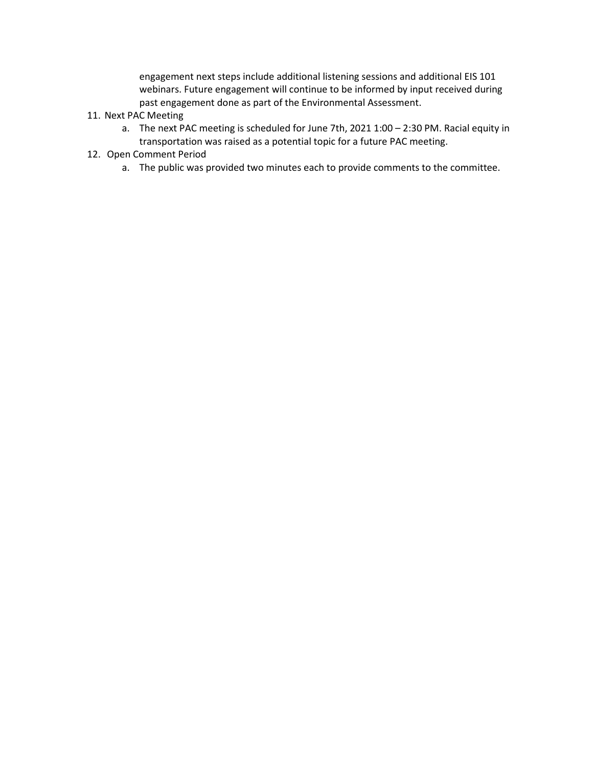engagement next steps include additional listening sessions and additional EIS 101 webinars. Future engagement will continue to be informed by input received during past engagement done as part of the Environmental Assessment.

11. Next PAC Meeting
    a. The next PAC meeting is scheduled for June 7th, 2021 1:00 – 2:30 PM. Racial equity in transportation was raised as a potential topic for a future PAC meeting.
12. Open Comment Period
    a. The public was provided two minutes each to provide comments to the committee.